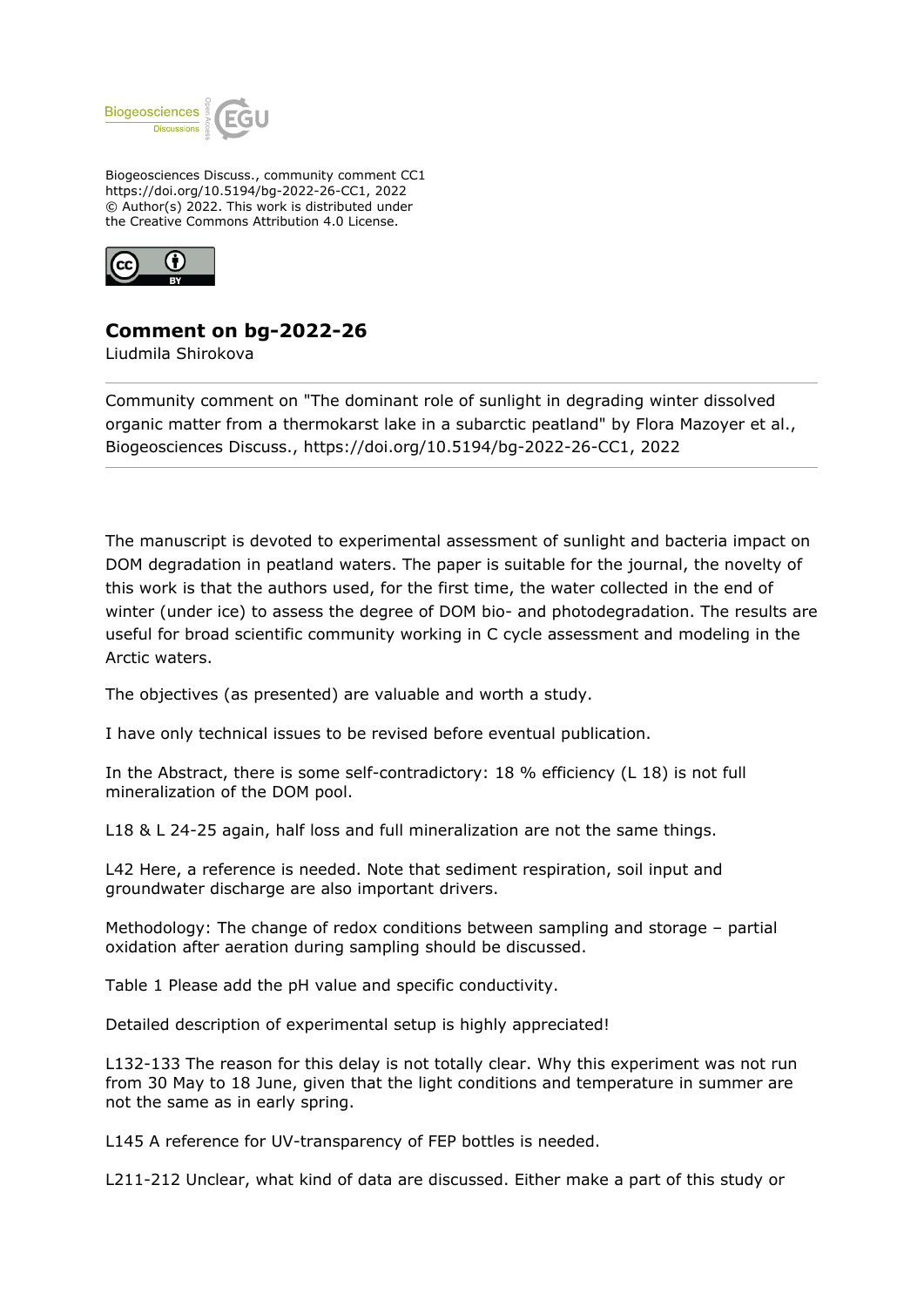Biogeosciences Discuss., community comment CC1
https://doi.org/10.5194/bg-2022-26-CC1, 2022
© Author(s) 2022. This work is distributed under
the Creative Commons Attribution 4.0 License.

# Comment on bg-2022-26

Liudmila Shirokova

Community comment on "The dominant role of sunlight in degrading winter dissolved organic matter from a thermokarst lake in a subarctic peatland" by Flora Mazoyer et al., Biogeosciences Discuss., https://doi.org/10.5194/bg-2022-26-CC1, 2022

---

The manuscript is devoted to experimental assessment of sunlight and bacteria impact on DOM degradation in peatland waters. The paper is suitable for the journal, the novelty of this work is that the authors used, for the first time, the water collected in the end of winter (under ice) to assess the degree of DOM bio- and photodegradation. The results are useful for broad scientific community working in C cycle assessment and modeling in the Arctic waters.

The objectives (as presented) are valuable and worth a study.

I have only technical issues to be revised before eventual publication.

In the Abstract, there is some self-contradictory: 18 % efficiency (L 18) is not full mineralization of the DOM pool.

L18 & L 24-25 again, half loss and full mineralization are not the same things.

L42 Here, a reference is needed. Note that sediment respiration, soil input and groundwater discharge are also important drivers.

Methodology: The change of redox conditions between sampling and storage – partial oxidation after aeration during sampling should be discussed.

Table 1 Please add the pH value and specific conductivity.

Detailed description of experimental setup is highly appreciated!

L132-133 The reason for this delay is not totally clear. Why this experiment was not run from 30 May to 18 June, given that the light conditions and temperature in summer are not the same as in early spring.

L145 A reference for UV-transparency of FEP bottles is needed.

L211-212 Unclear, what kind of data are discussed. Either make a part of this study or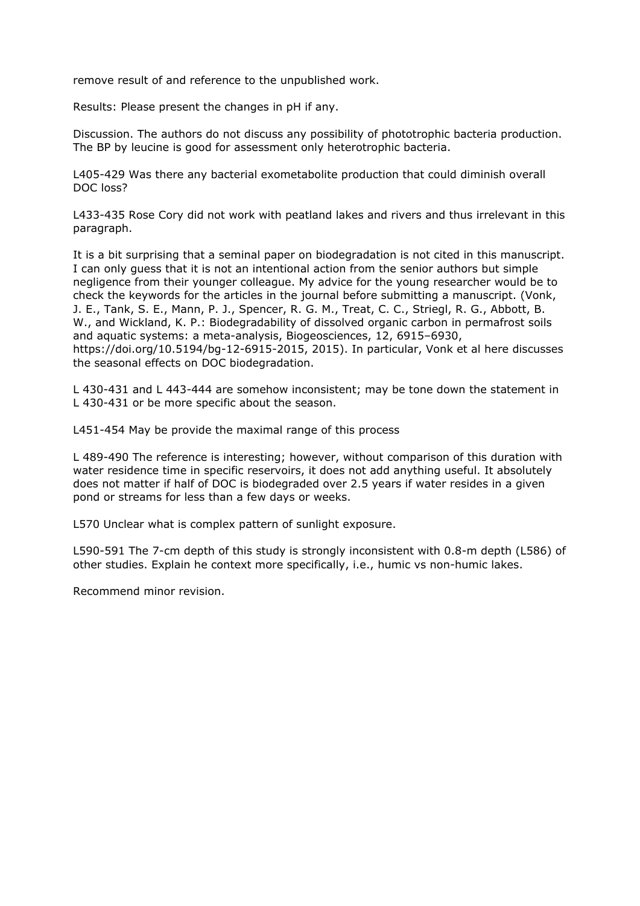remove result of and reference to the unpublished work.

Results: Please present the changes in pH if any.

Discussion. The authors do not discuss any possibility of phototrophic bacteria production. The BP by leucine is good for assessment only heterotrophic bacteria.

L405-429 Was there any bacterial exometabolite production that could diminish overall DOC loss?

L433-435 Rose Cory did not work with peatland lakes and rivers and thus irrelevant in this paragraph.

It is a bit surprising that a seminal paper on biodegradation is not cited in this manuscript. I can only guess that it is not an intentional action from the senior authors but simple negligence from their younger colleague. My advice for the young researcher would be to check the keywords for the articles in the journal before submitting a manuscript. (Vonk, J. E., Tank, S. E., Mann, P. J., Spencer, R. G. M., Treat, C. C., Striegl, R. G., Abbott, B. W., and Wickland, K. P.: Biodegradability of dissolved organic carbon in permafrost soils and aquatic systems: a meta-analysis, Biogeosciences, 12, 6915–6930, https://doi.org/10.5194/bg-12-6915-2015, 2015). In particular, Vonk et al here discusses the seasonal effects on DOC biodegradation.

L 430-431 and L 443-444 are somehow inconsistent; may be tone down the statement in L 430-431 or be more specific about the season.

L451-454 May be provide the maximal range of this process

L 489-490 The reference is interesting; however, without comparison of this duration with water residence time in specific reservoirs, it does not add anything useful. It absolutely does not matter if half of DOC is biodegraded over 2.5 years if water resides in a given pond or streams for less than a few days or weeks.

L570 Unclear what is complex pattern of sunlight exposure.

L590-591 The 7-cm depth of this study is strongly inconsistent with 0.8-m depth (L586) of other studies. Explain he context more specifically, i.e., humic vs non-humic lakes.

Recommend minor revision.